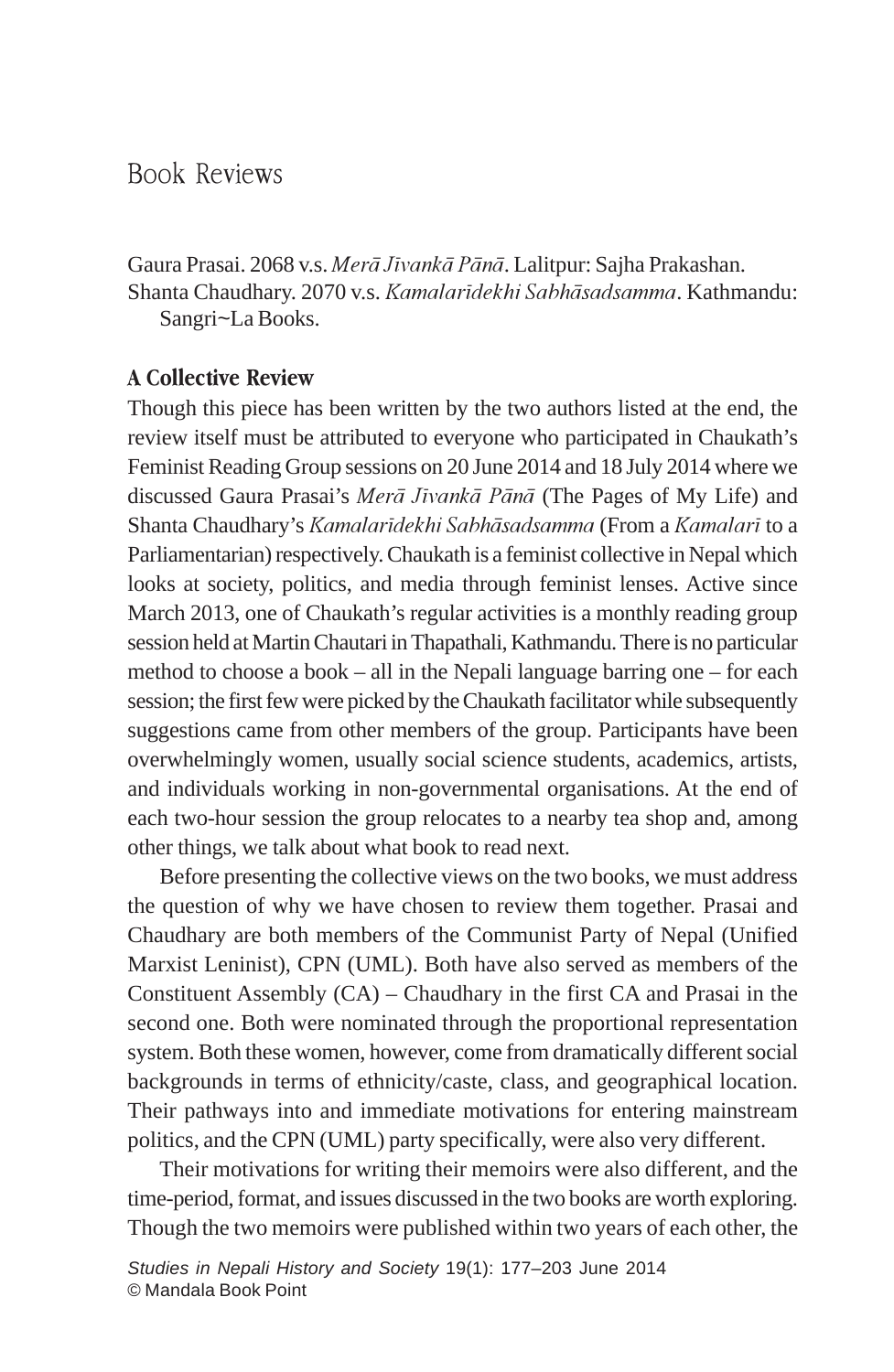# Book Reviews

Gaura Prasai. 2068 v.s. *Merā Jīvankā Pānā*. Lalitpur: Sajha Prakashan.
Shanta Chaudhary. 2070 v.s. *Kamalarīdekhi Sabhāsadsamma*. Kathmandu: Sangri~La Books.

## A Collective Review

Though this piece has been written by the two authors listed at the end, the review itself must be attributed to everyone who participated in Chaukath's Feminist Reading Group sessions on 20 June 2014 and 18 July 2014 where we discussed Gaura Prasai's *Merā Jīvankā Pānā* (The Pages of My Life) and Shanta Chaudhary's *Kamalarīdekhi Sabhāsadsamma* (From a *Kamalarī* to a Parliamentarian) respectively. Chaukath is a feminist collective in Nepal which looks at society, politics, and media through feminist lenses. Active since March 2013, one of Chaukath's regular activities is a monthly reading group session held at Martin Chautari in Thapathali, Kathmandu. There is no particular method to choose a book – all in the Nepali language barring one – for each session; the first few were picked by the Chaukath facilitator while subsequently suggestions came from other members of the group. Participants have been overwhelmingly women, usually social science students, academics, artists, and individuals working in non-governmental organisations. At the end of each two-hour session the group relocates to a nearby tea shop and, among other things, we talk about what book to read next.

Before presenting the collective views on the two books, we must address the question of why we have chosen to review them together. Prasai and Chaudhary are both members of the Communist Party of Nepal (Unified Marxist Leninist), CPN (UML). Both have also served as members of the Constituent Assembly (CA) – Chaudhary in the first CA and Prasai in the second one. Both were nominated through the proportional representation system. Both these women, however, come from dramatically different social backgrounds in terms of ethnicity/caste, class, and geographical location. Their pathways into and immediate motivations for entering mainstream politics, and the CPN (UML) party specifically, were also very different.

Their motivations for writing their memoirs were also different, and the time-period, format, and issues discussed in the two books are worth exploring. Though the two memoirs were published within two years of each other, the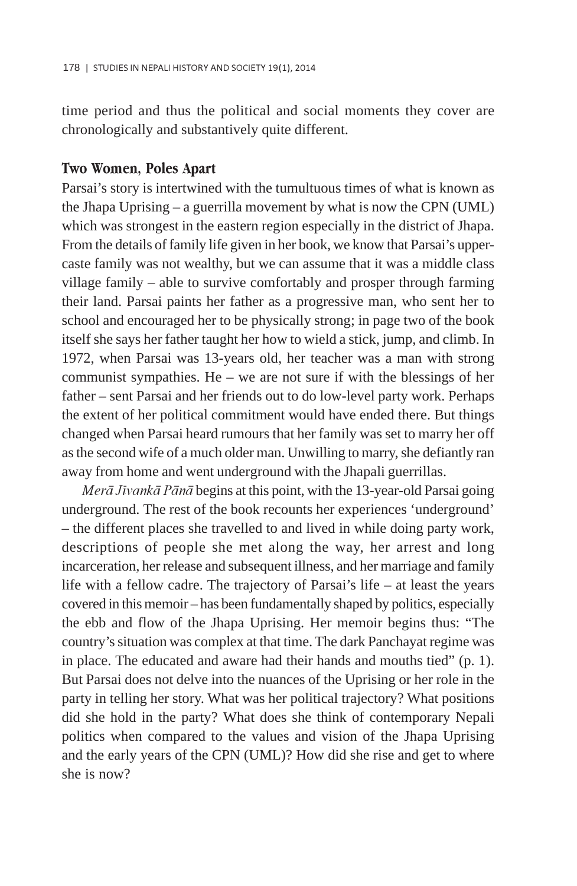time period and thus the political and social moments they cover are chronologically and substantively quite different.

## Two Women, Poles Apart

Parsai's story is intertwined with the tumultuous times of what is known as the Jhapa Uprising – a guerrilla movement by what is now the CPN (UML) which was strongest in the eastern region especially in the district of Jhapa. From the details of family life given in her book, we know that Parsai's upper-caste family was not wealthy, but we can assume that it was a middle class village family – able to survive comfortably and prosper through farming their land. Parsai paints her father as a progressive man, who sent her to school and encouraged her to be physically strong; in page two of the book itself she says her father taught her how to wield a stick, jump, and climb. In 1972, when Parsai was 13-years old, her teacher was a man with strong communist sympathies. He – we are not sure if with the blessings of her father – sent Parsai and her friends out to do low-level party work. Perhaps the extent of her political commitment would have ended there. But things changed when Parsai heard rumours that her family was set to marry her off as the second wife of a much older man. Unwilling to marry, she defiantly ran away from home and went underground with the Jhapali guerrillas.

*Merā Jīvankā Pānā* begins at this point, with the 13-year-old Parsai going underground. The rest of the book recounts her experiences 'underground' – the different places she travelled to and lived in while doing party work, descriptions of people she met along the way, her arrest and long incarceration, her release and subsequent illness, and her marriage and family life with a fellow cadre. The trajectory of Parsai's life – at least the years covered in this memoir – has been fundamentally shaped by politics, especially the ebb and flow of the Jhapa Uprising. Her memoir begins thus: "The country's situation was complex at that time. The dark Panchayat regime was in place. The educated and aware had their hands and mouths tied" (p. 1). But Parsai does not delve into the nuances of the Uprising or her role in the party in telling her story. What was her political trajectory? What positions did she hold in the party? What does she think of contemporary Nepali politics when compared to the values and vision of the Jhapa Uprising and the early years of the CPN (UML)? How did she rise and get to where she is now?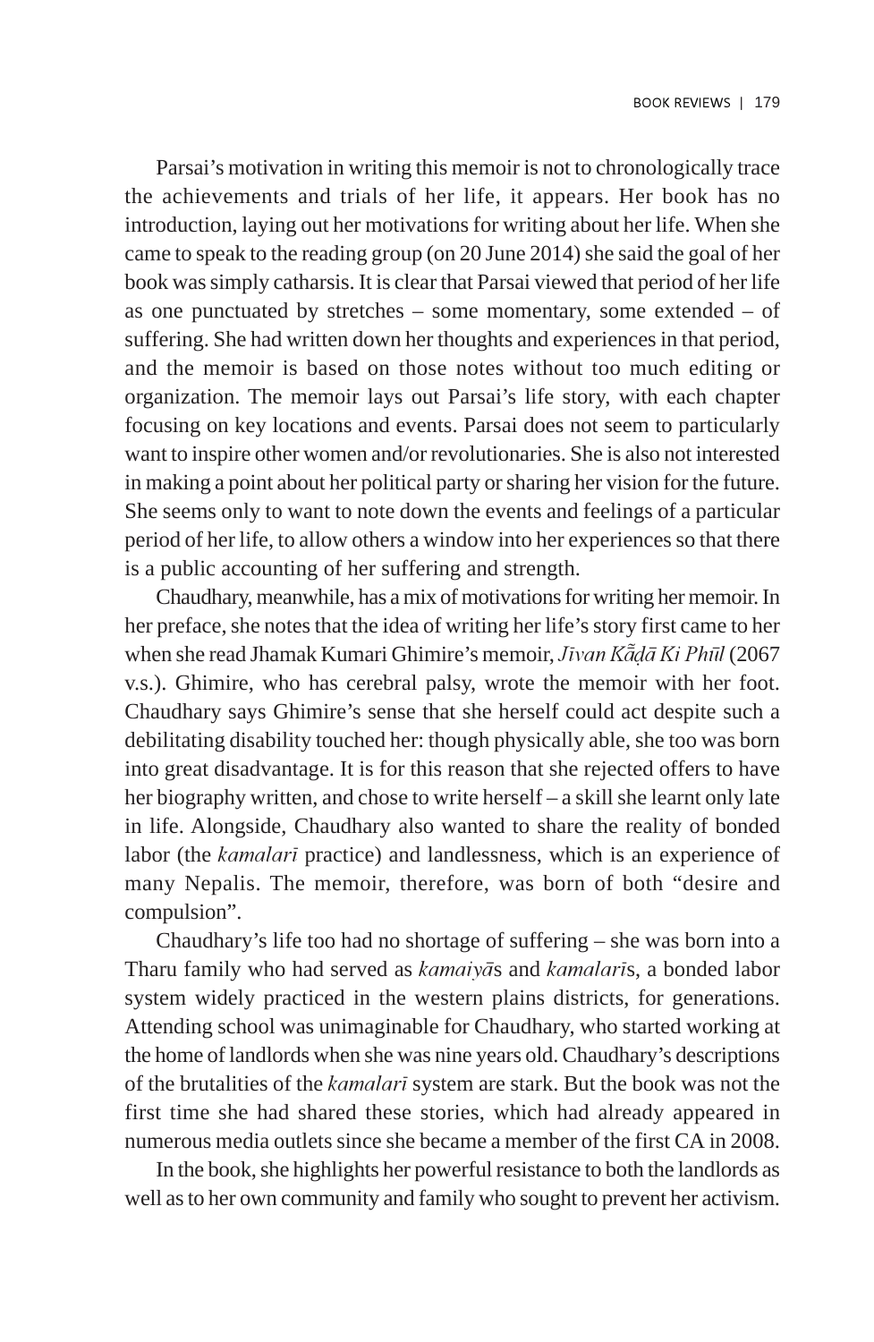Parsai's motivation in writing this memoir is not to chronologically trace the achievements and trials of her life, it appears. Her book has no introduction, laying out her motivations for writing about her life. When she came to speak to the reading group (on 20 June 2014) she said the goal of her book was simply catharsis. It is clear that Parsai viewed that period of her life as one punctuated by stretches – some momentary, some extended – of suffering. She had written down her thoughts and experiences in that period, and the memoir is based on those notes without too much editing or organization. The memoir lays out Parsai's life story, with each chapter focusing on key locations and events. Parsai does not seem to particularly want to inspire other women and/or revolutionaries. She is also not interested in making a point about her political party or sharing her vision for the future. She seems only to want to note down the events and feelings of a particular period of her life, to allow others a window into her experiences so that there is a public accounting of her suffering and strength.

Chaudhary, meanwhile, has a mix of motivations for writing her memoir. In her preface, she notes that the idea of writing her life's story first came to her when she read Jhamak Kumari Ghimire's memoir, *Jīvan Kā̃ḍā Ki Phūl* (2067 v.s.). Ghimire, who has cerebral palsy, wrote the memoir with her foot. Chaudhary says Ghimire's sense that she herself could act despite such a debilitating disability touched her: though physically able, she too was born into great disadvantage. It is for this reason that she rejected offers to have her biography written, and chose to write herself – a skill she learnt only late in life. Alongside, Chaudhary also wanted to share the reality of bonded labor (the *kamalarī* practice) and landlessness, which is an experience of many Nepalis. The memoir, therefore, was born of both "desire and compulsion".

Chaudhary's life too had no shortage of suffering – she was born into a Tharu family who had served as *kamaiyā*s and *kamalarī*s, a bonded labor system widely practiced in the western plains districts, for generations. Attending school was unimaginable for Chaudhary, who started working at the home of landlords when she was nine years old. Chaudhary's descriptions of the brutalities of the *kamalarī* system are stark. But the book was not the first time she had shared these stories, which had already appeared in numerous media outlets since she became a member of the first CA in 2008.

In the book, she highlights her powerful resistance to both the landlords as well as to her own community and family who sought to prevent her activism.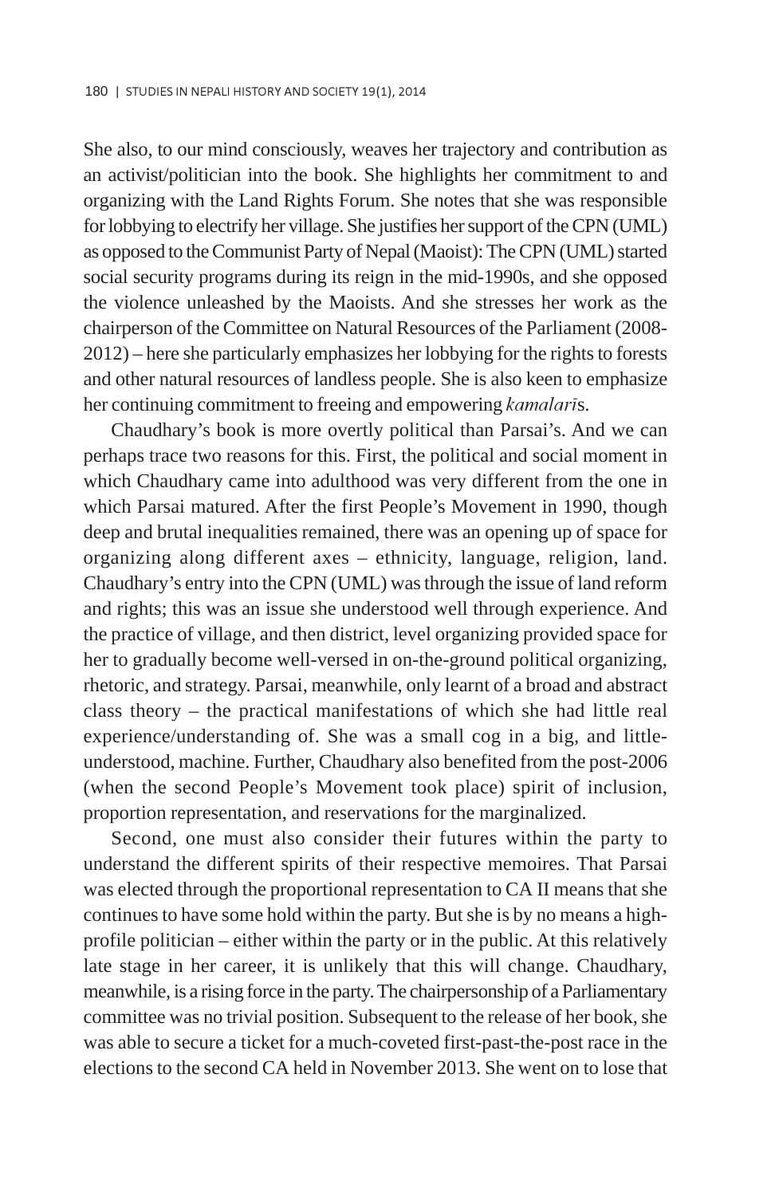She also, to our mind consciously, weaves her trajectory and contribution as an activist/politician into the book. She highlights her commitment to and organizing with the Land Rights Forum. She notes that she was responsible for lobbying to electrify her village. She justifies her support of the CPN (UML) as opposed to the Communist Party of Nepal (Maoist): The CPN (UML) started social security programs during its reign in the mid-1990s, and she opposed the violence unleashed by the Maoists. And she stresses her work as the chairperson of the Committee on Natural Resources of the Parliament (2008-2012) – here she particularly emphasizes her lobbying for the rights to forests and other natural resources of landless people. She is also keen to emphasize her continuing commitment to freeing and empowering *kamalarī*s.

Chaudhary's book is more overtly political than Parsai's. And we can perhaps trace two reasons for this. First, the political and social moment in which Chaudhary came into adulthood was very different from the one in which Parsai matured. After the first People's Movement in 1990, though deep and brutal inequalities remained, there was an opening up of space for organizing along different axes – ethnicity, language, religion, land. Chaudhary's entry into the CPN (UML) was through the issue of land reform and rights; this was an issue she understood well through experience. And the practice of village, and then district, level organizing provided space for her to gradually become well-versed in on-the-ground political organizing, rhetoric, and strategy. Parsai, meanwhile, only learnt of a broad and abstract class theory – the practical manifestations of which she had little real experience/understanding of. She was a small cog in a big, and little-understood, machine. Further, Chaudhary also benefited from the post-2006 (when the second People's Movement took place) spirit of inclusion, proportion representation, and reservations for the marginalized.

Second, one must also consider their futures within the party to understand the different spirits of their respective memoires. That Parsai was elected through the proportional representation to CA II means that she continues to have some hold within the party. But she is by no means a high-profile politician – either within the party or in the public. At this relatively late stage in her career, it is unlikely that this will change. Chaudhary, meanwhile, is a rising force in the party. The chairpersonship of a Parliamentary committee was no trivial position. Subsequent to the release of her book, she was able to secure a ticket for a much-coveted first-past-the-post race in the elections to the second CA held in November 2013. She went on to lose that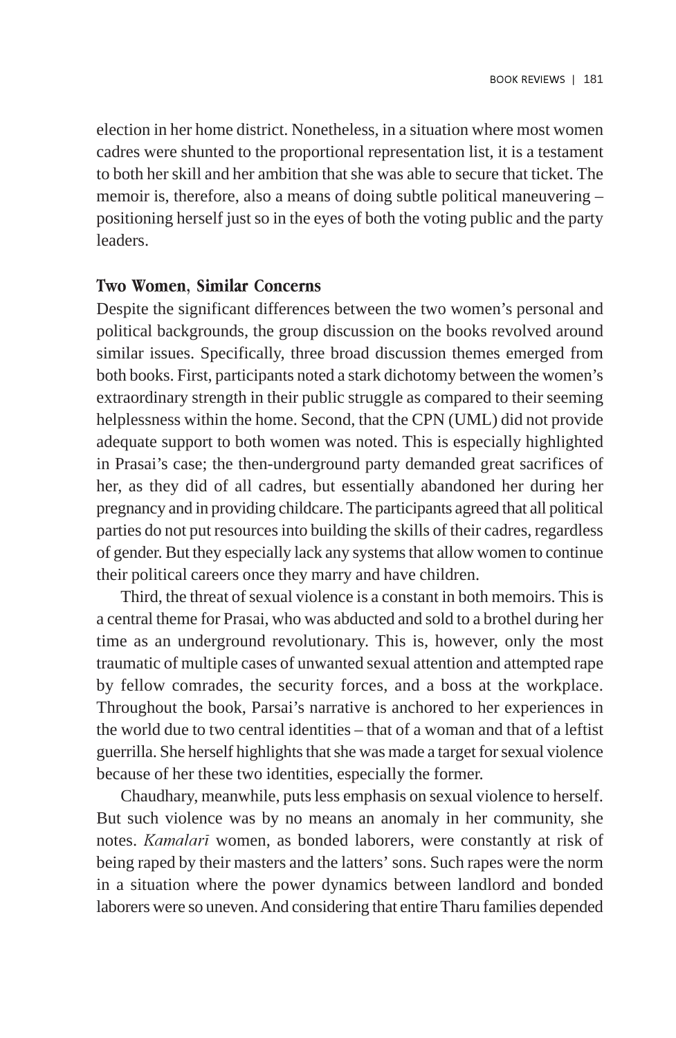election in her home district. Nonetheless, in a situation where most women cadres were shunted to the proportional representation list, it is a testament to both her skill and her ambition that she was able to secure that ticket. The memoir is, therefore, also a means of doing subtle political maneuvering – positioning herself just so in the eyes of both the voting public and the party leaders.

## Two Women, Similar Concerns

Despite the significant differences between the two women's personal and political backgrounds, the group discussion on the books revolved around similar issues. Specifically, three broad discussion themes emerged from both books. First, participants noted a stark dichotomy between the women's extraordinary strength in their public struggle as compared to their seeming helplessness within the home. Second, that the CPN (UML) did not provide adequate support to both women was noted. This is especially highlighted in Prasai's case; the then-underground party demanded great sacrifices of her, as they did of all cadres, but essentially abandoned her during her pregnancy and in providing childcare. The participants agreed that all political parties do not put resources into building the skills of their cadres, regardless of gender. But they especially lack any systems that allow women to continue their political careers once they marry and have children.

Third, the threat of sexual violence is a constant in both memoirs. This is a central theme for Prasai, who was abducted and sold to a brothel during her time as an underground revolutionary. This is, however, only the most traumatic of multiple cases of unwanted sexual attention and attempted rape by fellow comrades, the security forces, and a boss at the workplace. Throughout the book, Parsai's narrative is anchored to her experiences in the world due to two central identities – that of a woman and that of a leftist guerrilla. She herself highlights that she was made a target for sexual violence because of her these two identities, especially the former.

Chaudhary, meanwhile, puts less emphasis on sexual violence to herself. But such violence was by no means an anomaly in her community, she notes. *Kamalarī* women, as bonded laborers, were constantly at risk of being raped by their masters and the latters' sons. Such rapes were the norm in a situation where the power dynamics between landlord and bonded laborers were so uneven. And considering that entire Tharu families depended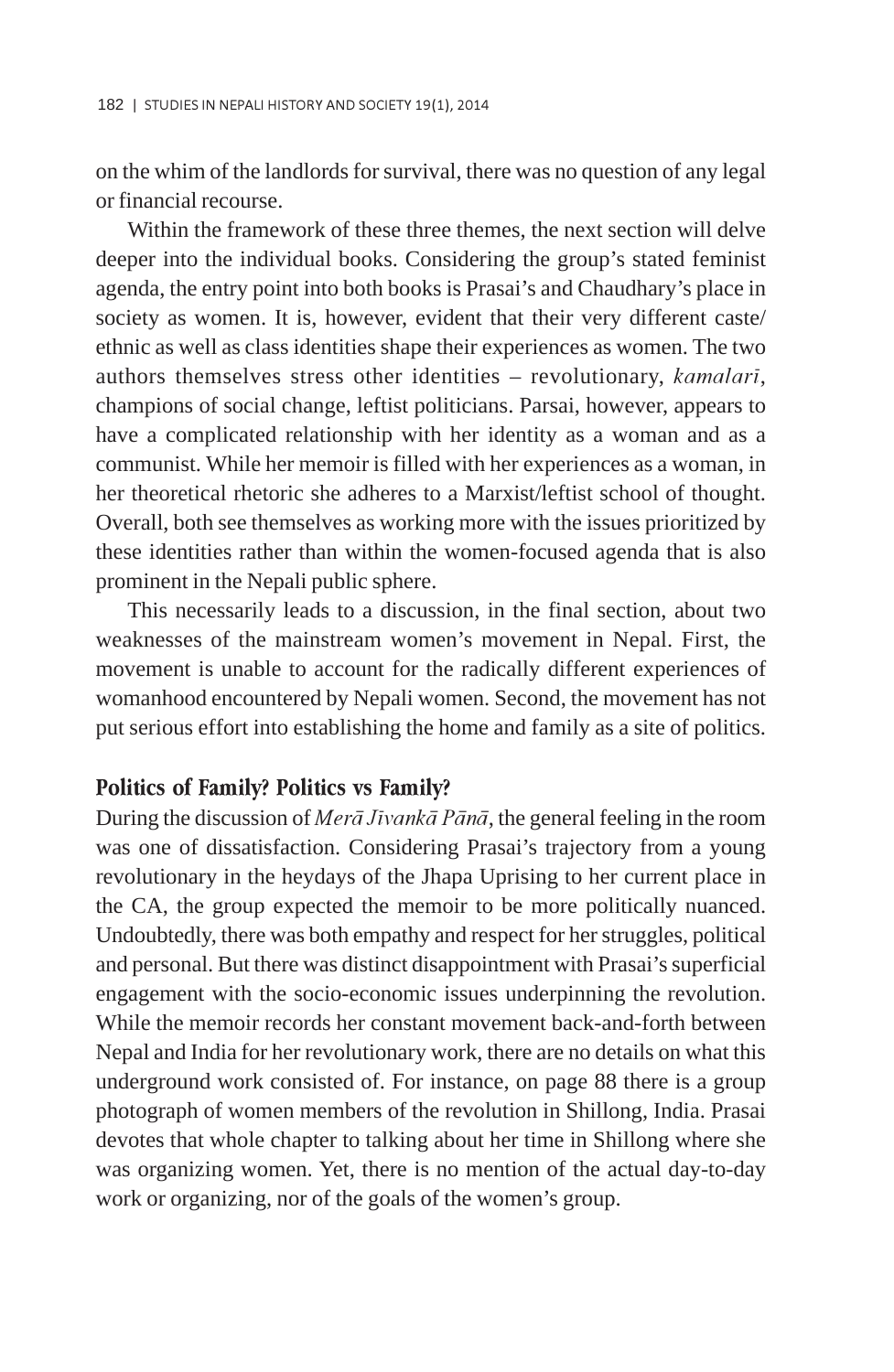on the whim of the landlords for survival, there was no question of any legal or financial recourse.

Within the framework of these three themes, the next section will delve deeper into the individual books. Considering the group's stated feminist agenda, the entry point into both books is Prasai's and Chaudhary's place in society as women. It is, however, evident that their very different caste/ ethnic as well as class identities shape their experiences as women. The two authors themselves stress other identities – revolutionary, *kamalarī*, champions of social change, leftist politicians. Parsai, however, appears to have a complicated relationship with her identity as a woman and as a communist. While her memoir is filled with her experiences as a woman, in her theoretical rhetoric she adheres to a Marxist/leftist school of thought. Overall, both see themselves as working more with the issues prioritized by these identities rather than within the women-focused agenda that is also prominent in the Nepali public sphere.

This necessarily leads to a discussion, in the final section, about two weaknesses of the mainstream women's movement in Nepal. First, the movement is unable to account for the radically different experiences of womanhood encountered by Nepali women. Second, the movement has not put serious effort into establishing the home and family as a site of politics.

## Politics of Family? Politics vs Family?

During the discussion of *Merā Jīvankā Pānā*, the general feeling in the room was one of dissatisfaction. Considering Prasai's trajectory from a young revolutionary in the heydays of the Jhapa Uprising to her current place in the CA, the group expected the memoir to be more politically nuanced. Undoubtedly, there was both empathy and respect for her struggles, political and personal. But there was distinct disappointment with Prasai's superficial engagement with the socio-economic issues underpinning the revolution. While the memoir records her constant movement back-and-forth between Nepal and India for her revolutionary work, there are no details on what this underground work consisted of. For instance, on page 88 there is a group photograph of women members of the revolution in Shillong, India. Prasai devotes that whole chapter to talking about her time in Shillong where she was organizing women. Yet, there is no mention of the actual day-to-day work or organizing, nor of the goals of the women's group.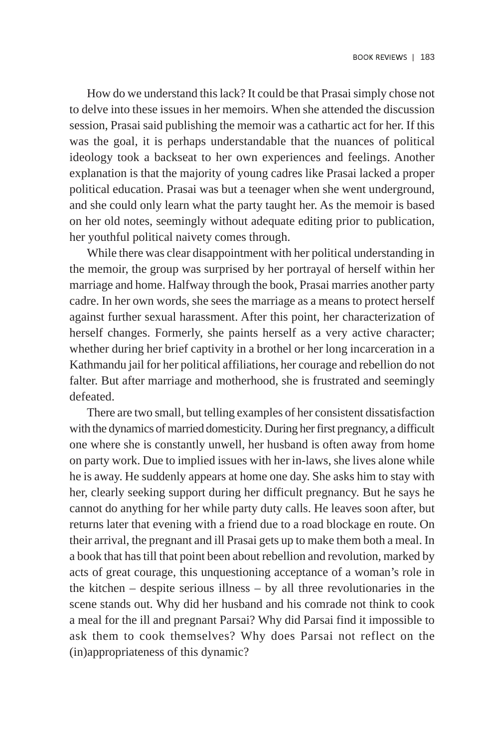How do we understand this lack? It could be that Prasai simply chose not to delve into these issues in her memoirs. When she attended the discussion session, Prasai said publishing the memoir was a cathartic act for her. If this was the goal, it is perhaps understandable that the nuances of political ideology took a backseat to her own experiences and feelings. Another explanation is that the majority of young cadres like Prasai lacked a proper political education. Prasai was but a teenager when she went underground, and she could only learn what the party taught her. As the memoir is based on her old notes, seemingly without adequate editing prior to publication, her youthful political naivety comes through.

While there was clear disappointment with her political understanding in the memoir, the group was surprised by her portrayal of herself within her marriage and home. Halfway through the book, Prasai marries another party cadre. In her own words, she sees the marriage as a means to protect herself against further sexual harassment. After this point, her characterization of herself changes. Formerly, she paints herself as a very active character; whether during her brief captivity in a brothel or her long incarceration in a Kathmandu jail for her political affiliations, her courage and rebellion do not falter. But after marriage and motherhood, she is frustrated and seemingly defeated.

There are two small, but telling examples of her consistent dissatisfaction with the dynamics of married domesticity. During her first pregnancy, a difficult one where she is constantly unwell, her husband is often away from home on party work. Due to implied issues with her in-laws, she lives alone while he is away. He suddenly appears at home one day. She asks him to stay with her, clearly seeking support during her difficult pregnancy. But he says he cannot do anything for her while party duty calls. He leaves soon after, but returns later that evening with a friend due to a road blockage en route. On their arrival, the pregnant and ill Prasai gets up to make them both a meal. In a book that has till that point been about rebellion and revolution, marked by acts of great courage, this unquestioning acceptance of a woman's role in the kitchen – despite serious illness – by all three revolutionaries in the scene stands out. Why did her husband and his comrade not think to cook a meal for the ill and pregnant Parsai? Why did Parsai find it impossible to ask them to cook themselves? Why does Parsai not reflect on the (in)appropriateness of this dynamic?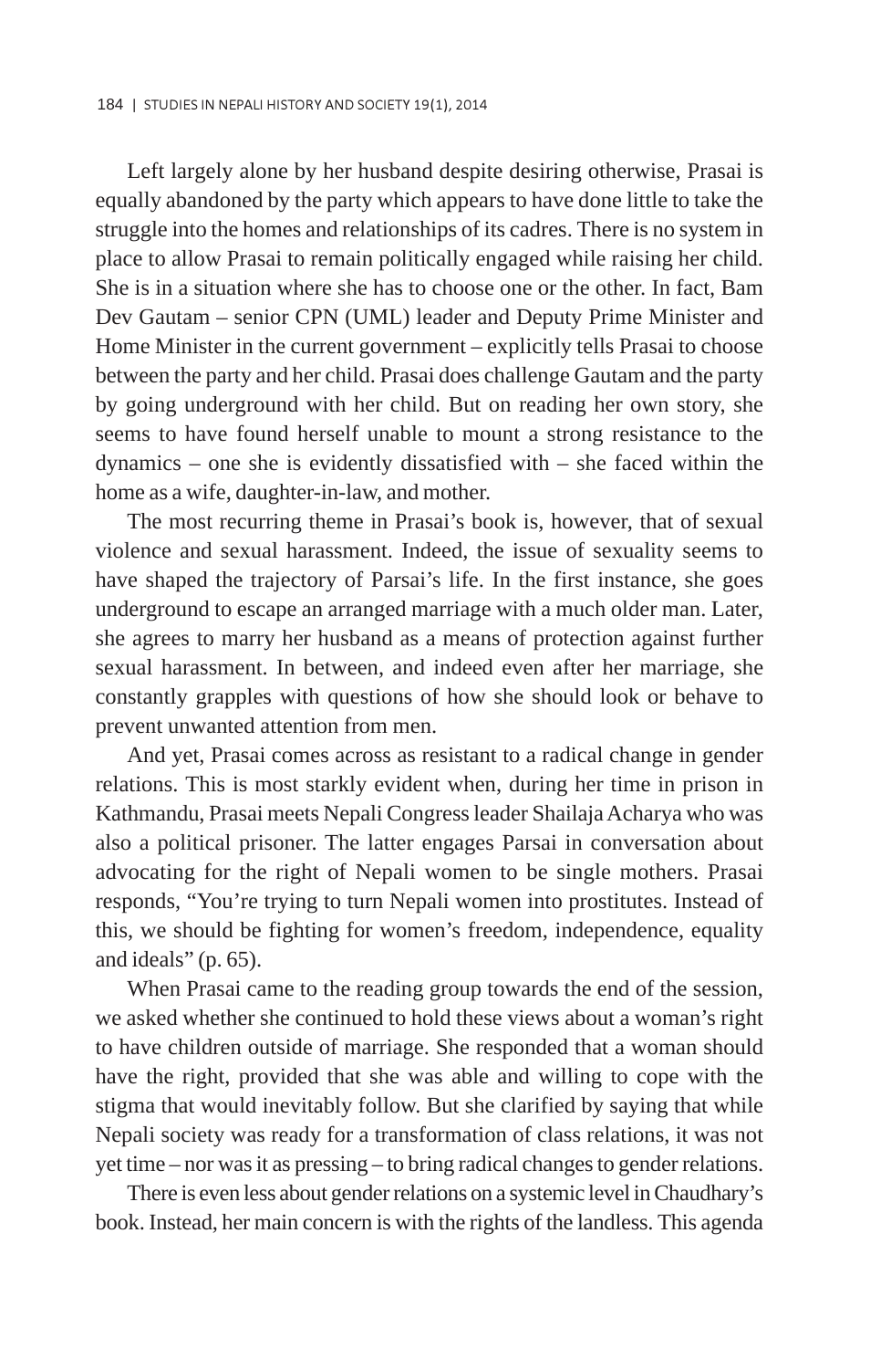Left largely alone by her husband despite desiring otherwise, Prasai is equally abandoned by the party which appears to have done little to take the struggle into the homes and relationships of its cadres. There is no system in place to allow Prasai to remain politically engaged while raising her child. She is in a situation where she has to choose one or the other. In fact, Bam Dev Gautam – senior CPN (UML) leader and Deputy Prime Minister and Home Minister in the current government – explicitly tells Prasai to choose between the party and her child. Prasai does challenge Gautam and the party by going underground with her child. But on reading her own story, she seems to have found herself unable to mount a strong resistance to the dynamics – one she is evidently dissatisfied with – she faced within the home as a wife, daughter-in-law, and mother.

The most recurring theme in Prasai's book is, however, that of sexual violence and sexual harassment. Indeed, the issue of sexuality seems to have shaped the trajectory of Parsai's life. In the first instance, she goes underground to escape an arranged marriage with a much older man. Later, she agrees to marry her husband as a means of protection against further sexual harassment. In between, and indeed even after her marriage, she constantly grapples with questions of how she should look or behave to prevent unwanted attention from men.

And yet, Prasai comes across as resistant to a radical change in gender relations. This is most starkly evident when, during her time in prison in Kathmandu, Prasai meets Nepali Congress leader Shailaja Acharya who was also a political prisoner. The latter engages Parsai in conversation about advocating for the right of Nepali women to be single mothers. Prasai responds, "You're trying to turn Nepali women into prostitutes. Instead of this, we should be fighting for women's freedom, independence, equality and ideals" (p. 65).

When Prasai came to the reading group towards the end of the session, we asked whether she continued to hold these views about a woman's right to have children outside of marriage. She responded that a woman should have the right, provided that she was able and willing to cope with the stigma that would inevitably follow. But she clarified by saying that while Nepali society was ready for a transformation of class relations, it was not yet time – nor was it as pressing – to bring radical changes to gender relations.

There is even less about gender relations on a systemic level in Chaudhary's book. Instead, her main concern is with the rights of the landless. This agenda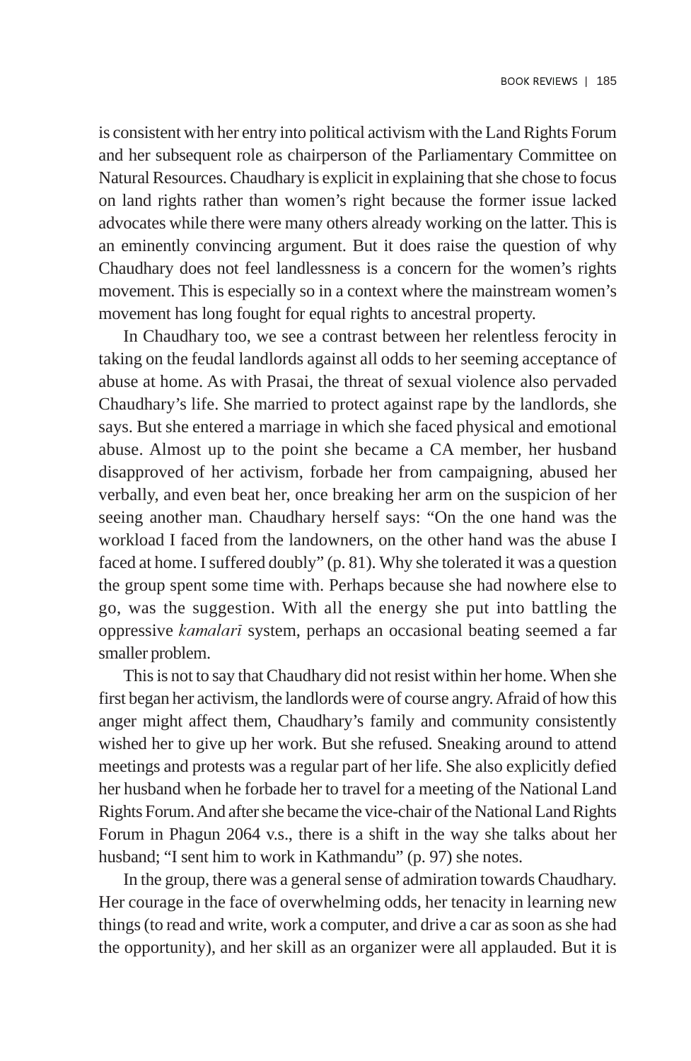is consistent with her entry into political activism with the Land Rights Forum and her subsequent role as chairperson of the Parliamentary Committee on Natural Resources. Chaudhary is explicit in explaining that she chose to focus on land rights rather than women's right because the former issue lacked advocates while there were many others already working on the latter. This is an eminently convincing argument. But it does raise the question of why Chaudhary does not feel landlessness is a concern for the women's rights movement. This is especially so in a context where the mainstream women's movement has long fought for equal rights to ancestral property.

In Chaudhary too, we see a contrast between her relentless ferocity in taking on the feudal landlords against all odds to her seeming acceptance of abuse at home. As with Prasai, the threat of sexual violence also pervaded Chaudhary's life. She married to protect against rape by the landlords, she says. But she entered a marriage in which she faced physical and emotional abuse. Almost up to the point she became a CA member, her husband disapproved of her activism, forbade her from campaigning, abused her verbally, and even beat her, once breaking her arm on the suspicion of her seeing another man. Chaudhary herself says: "On the one hand was the workload I faced from the landowners, on the other hand was the abuse I faced at home. I suffered doubly" (p. 81). Why she tolerated it was a question the group spent some time with. Perhaps because she had nowhere else to go, was the suggestion. With all the energy she put into battling the oppressive *kamalarī* system, perhaps an occasional beating seemed a far smaller problem.

This is not to say that Chaudhary did not resist within her home. When she first began her activism, the landlords were of course angry. Afraid of how this anger might affect them, Chaudhary's family and community consistently wished her to give up her work. But she refused. Sneaking around to attend meetings and protests was a regular part of her life. She also explicitly defied her husband when he forbade her to travel for a meeting of the National Land Rights Forum. And after she became the vice-chair of the National Land Rights Forum in Phagun 2064 v.s., there is a shift in the way she talks about her husband; "I sent him to work in Kathmandu" (p. 97) she notes.

In the group, there was a general sense of admiration towards Chaudhary. Her courage in the face of overwhelming odds, her tenacity in learning new things (to read and write, work a computer, and drive a car as soon as she had the opportunity), and her skill as an organizer were all applauded. But it is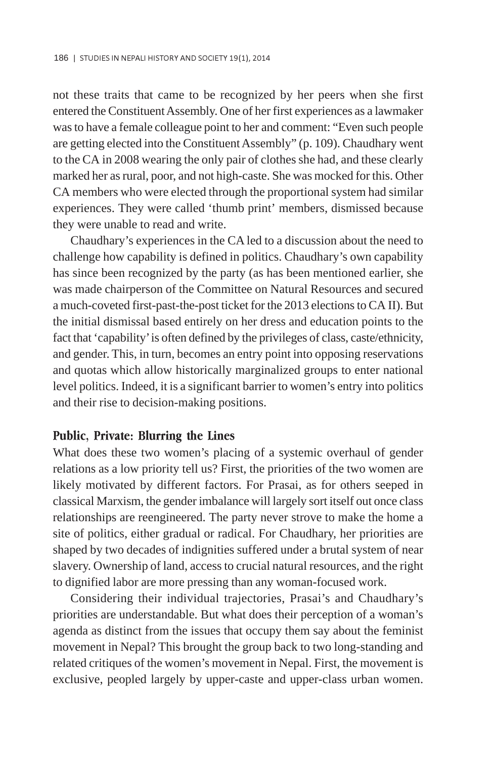not these traits that came to be recognized by her peers when she first entered the Constituent Assembly. One of her first experiences as a lawmaker was to have a female colleague point to her and comment: "Even such people are getting elected into the Constituent Assembly" (p. 109). Chaudhary went to the CA in 2008 wearing the only pair of clothes she had, and these clearly marked her as rural, poor, and not high-caste. She was mocked for this. Other CA members who were elected through the proportional system had similar experiences. They were called 'thumb print' members, dismissed because they were unable to read and write.

Chaudhary's experiences in the CA led to a discussion about the need to challenge how capability is defined in politics. Chaudhary's own capability has since been recognized by the party (as has been mentioned earlier, she was made chairperson of the Committee on Natural Resources and secured a much-coveted first-past-the-post ticket for the 2013 elections to CA II). But the initial dismissal based entirely on her dress and education points to the fact that 'capability' is often defined by the privileges of class, caste/ethnicity, and gender. This, in turn, becomes an entry point into opposing reservations and quotas which allow historically marginalized groups to enter national level politics. Indeed, it is a significant barrier to women's entry into politics and their rise to decision-making positions.

## Public, Private: Blurring the Lines

What does these two women's placing of a systemic overhaul of gender relations as a low priority tell us? First, the priorities of the two women are likely motivated by different factors. For Prasai, as for others seeped in classical Marxism, the gender imbalance will largely sort itself out once class relationships are reengineered. The party never strove to make the home a site of politics, either gradual or radical. For Chaudhary, her priorities are shaped by two decades of indignities suffered under a brutal system of near slavery. Ownership of land, access to crucial natural resources, and the right to dignified labor are more pressing than any woman-focused work.

Considering their individual trajectories, Prasai's and Chaudhary's priorities are understandable. But what does their perception of a woman's agenda as distinct from the issues that occupy them say about the feminist movement in Nepal? This brought the group back to two long-standing and related critiques of the women's movement in Nepal. First, the movement is exclusive, peopled largely by upper-caste and upper-class urban women.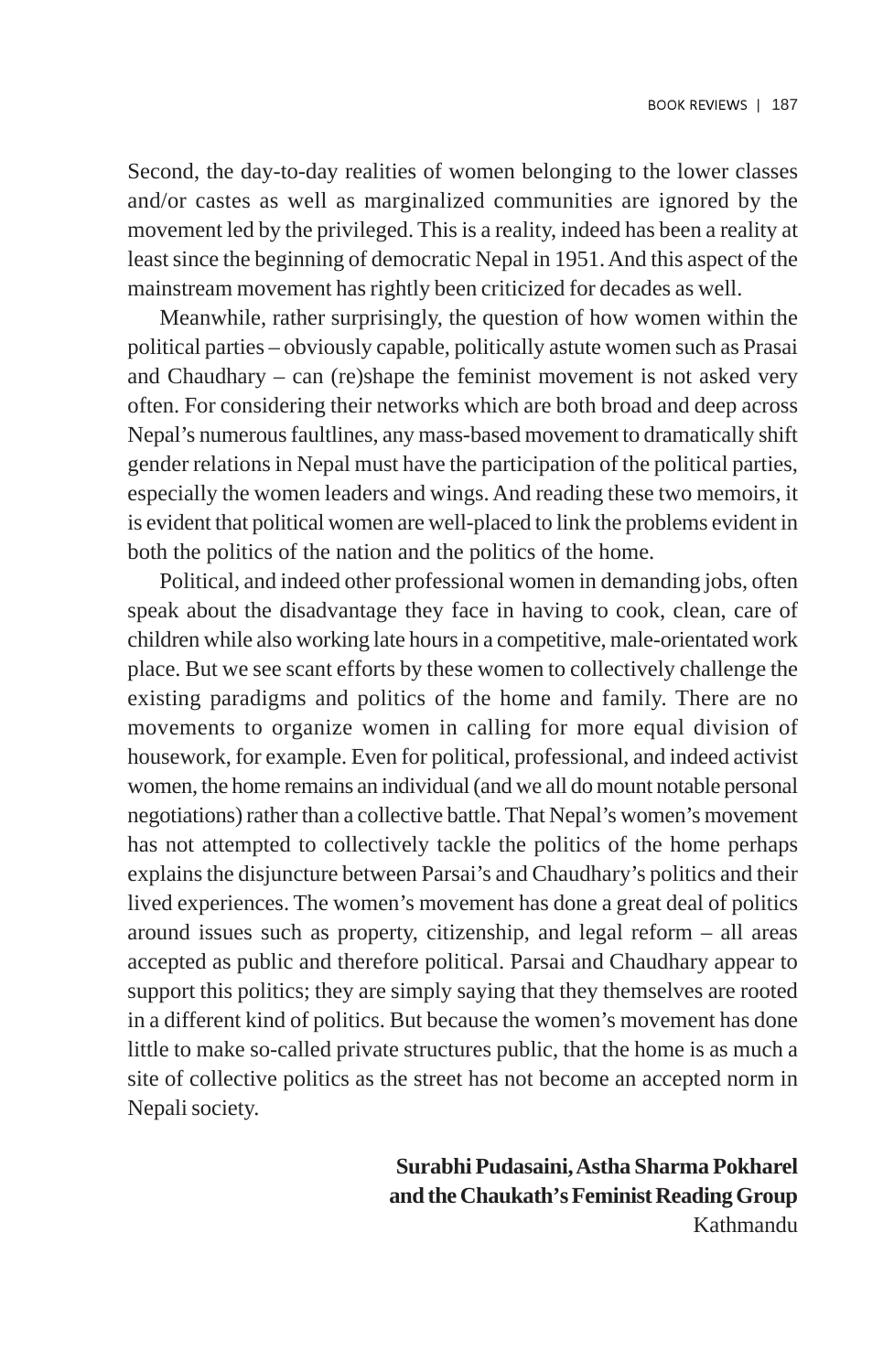Second, the day-to-day realities of women belonging to the lower classes and/or castes as well as marginalized communities are ignored by the movement led by the privileged. This is a reality, indeed has been a reality at least since the beginning of democratic Nepal in 1951. And this aspect of the mainstream movement has rightly been criticized for decades as well.

Meanwhile, rather surprisingly, the question of how women within the political parties – obviously capable, politically astute women such as Prasai and Chaudhary – can (re)shape the feminist movement is not asked very often. For considering their networks which are both broad and deep across Nepal's numerous faultlines, any mass-based movement to dramatically shift gender relations in Nepal must have the participation of the political parties, especially the women leaders and wings. And reading these two memoirs, it is evident that political women are well-placed to link the problems evident in both the politics of the nation and the politics of the home.

Political, and indeed other professional women in demanding jobs, often speak about the disadvantage they face in having to cook, clean, care of children while also working late hours in a competitive, male-orientated work place. But we see scant efforts by these women to collectively challenge the existing paradigms and politics of the home and family. There are no movements to organize women in calling for more equal division of housework, for example. Even for political, professional, and indeed activist women, the home remains an individual (and we all do mount notable personal negotiations) rather than a collective battle. That Nepal's women's movement has not attempted to collectively tackle the politics of the home perhaps explains the disjuncture between Parsai's and Chaudhary's politics and their lived experiences. The women's movement has done a great deal of politics around issues such as property, citizenship, and legal reform – all areas accepted as public and therefore political. Parsai and Chaudhary appear to support this politics; they are simply saying that they themselves are rooted in a different kind of politics. But because the women's movement has done little to make so-called private structures public, that the home is as much a site of collective politics as the street has not become an accepted norm in Nepali society.

**Surabhi Pudasaini, Astha Sharma Pokharel**
**and the Chaukath's Feminist Reading Group**
Kathmandu